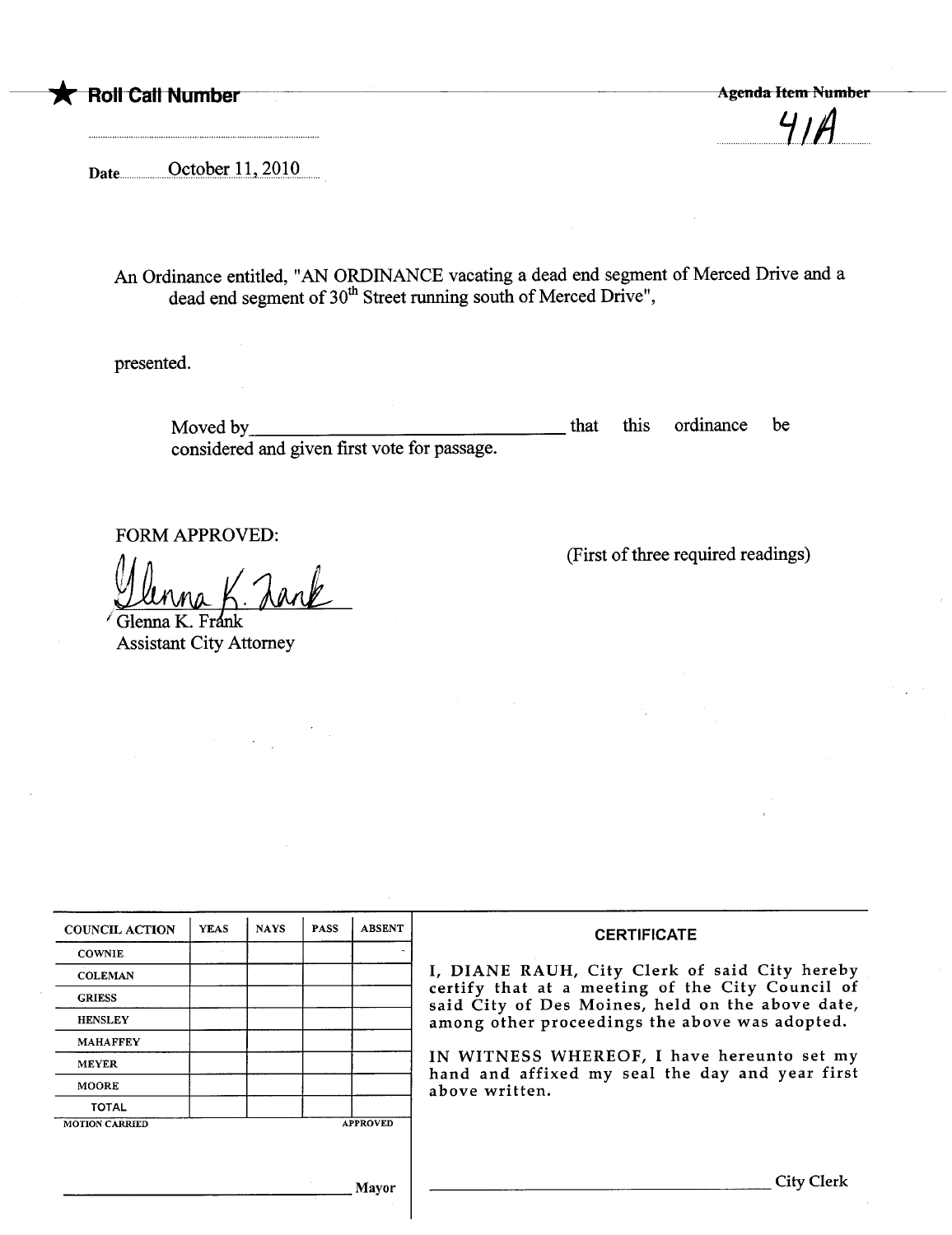★ **Roll Call Number** ..........................

**Agenda Item Number** 41A

Date October 11, 2010

An Ordinance entitled, "AN ORDINANCE vacating a dead end segment of Merced Drive and a dead end segment of 30th Street running south of Merced Drive",

presented.

Moved by ______________________ that this ordinance be considered and given first vote for passage.

FORM APPROVED:

(First of three required readings)

Glenna K. Frank
Assistant City Attorney

| COUNCIL ACTION | YEAS | NAYS | PASS | ABSENT |
|---|---|---|---|---|
| COWNIE | | | | |
| COLEMAN | | | | |
| GRIESS | | | | |
| HENSLEY | | | | |
| MAHAFFEY | | | | |
| MEYER | | | | |
| MOORE | | | | |
| TOTAL | | | | |

MOTION CARRIED APPROVED

______________________ Mayor

**CERTIFICATE**

I, DIANE RAUH, City Clerk of said City hereby certify that at a meeting of the City Council of said City of Des Moines, held on the above date, among other proceedings the above was adopted.

IN WITNESS WHEREOF, I have hereunto set my hand and affixed my seal the day and year first above written.

______________________ City Clerk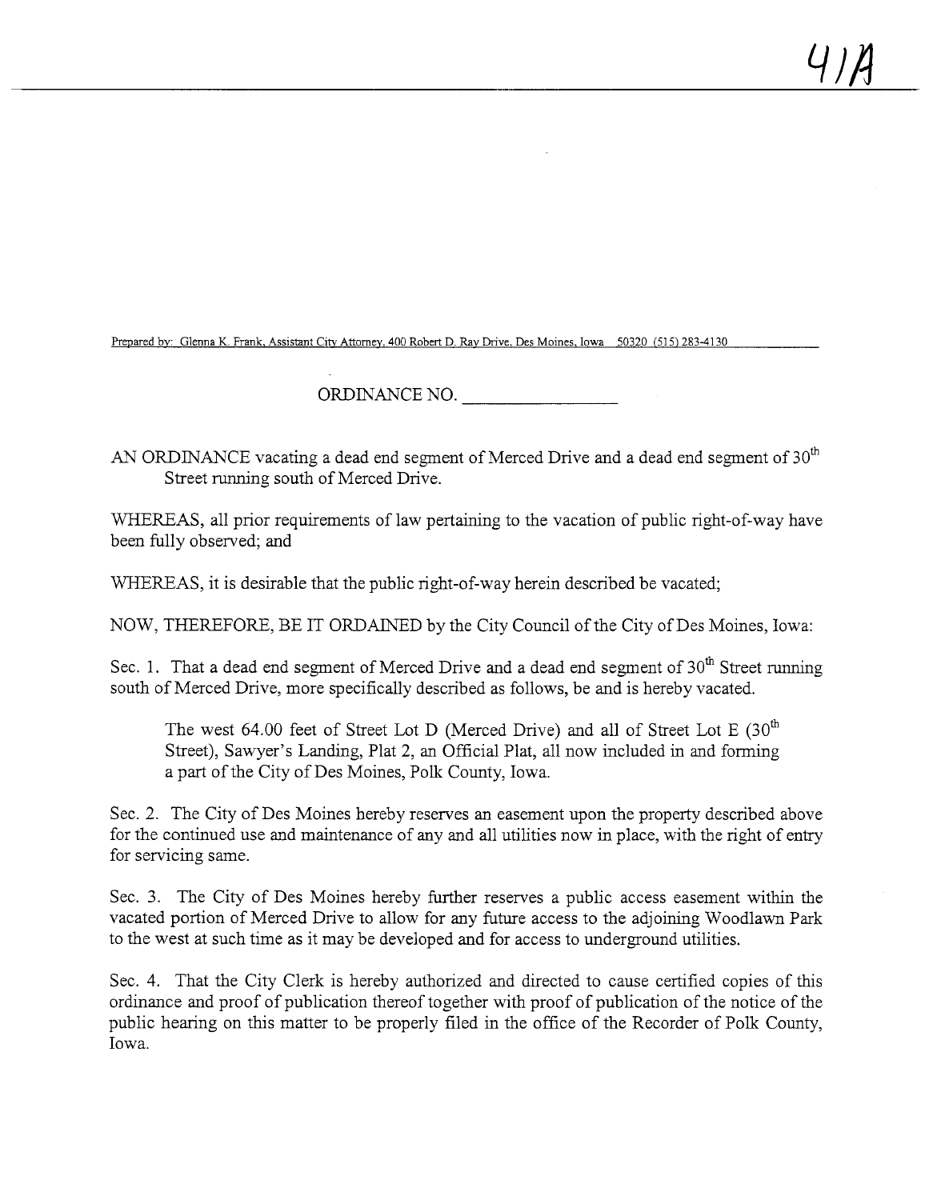41A

Prepared by: Glenna K. Frank, Assistant City Attorney, 400 Robert D. Ray Drive, Des Moines, Iowa 50320 (515) 283-4130

ORDINANCE NO. \_\_\_\_\_\_\_\_\_\_\_\_\_\_\_\_

AN ORDINANCE vacating a dead end segment of Merced Drive and a dead end segment of 30th Street running south of Merced Drive.

WHEREAS, all prior requirements of law pertaining to the vacation of public right-of-way have been fully observed; and

WHEREAS, it is desirable that the public right-of-way herein described be vacated;

NOW, THEREFORE, BE IT ORDAINED by the City Council of the City of Des Moines, Iowa:

Sec. 1. That a dead end segment of Merced Drive and a dead end segment of 30th Street running south of Merced Drive, more specifically described as follows, be and is hereby vacated.

> The west 64.00 feet of Street Lot D (Merced Drive) and all of Street Lot E (30th Street), Sawyer's Landing, Plat 2, an Official Plat, all now included in and forming a part of the City of Des Moines, Polk County, Iowa.

Sec. 2. The City of Des Moines hereby reserves an easement upon the property described above for the continued use and maintenance of any and all utilities now in place, with the right of entry for servicing same.

Sec. 3. The City of Des Moines hereby further reserves a public access easement within the vacated portion of Merced Drive to allow for any future access to the adjoining Woodlawn Park to the west at such time as it may be developed and for access to underground utilities.

Sec. 4. That the City Clerk is hereby authorized and directed to cause certified copies of this ordinance and proof of publication thereof together with proof of publication of the notice of the public hearing on this matter to be properly filed in the office of the Recorder of Polk County, Iowa.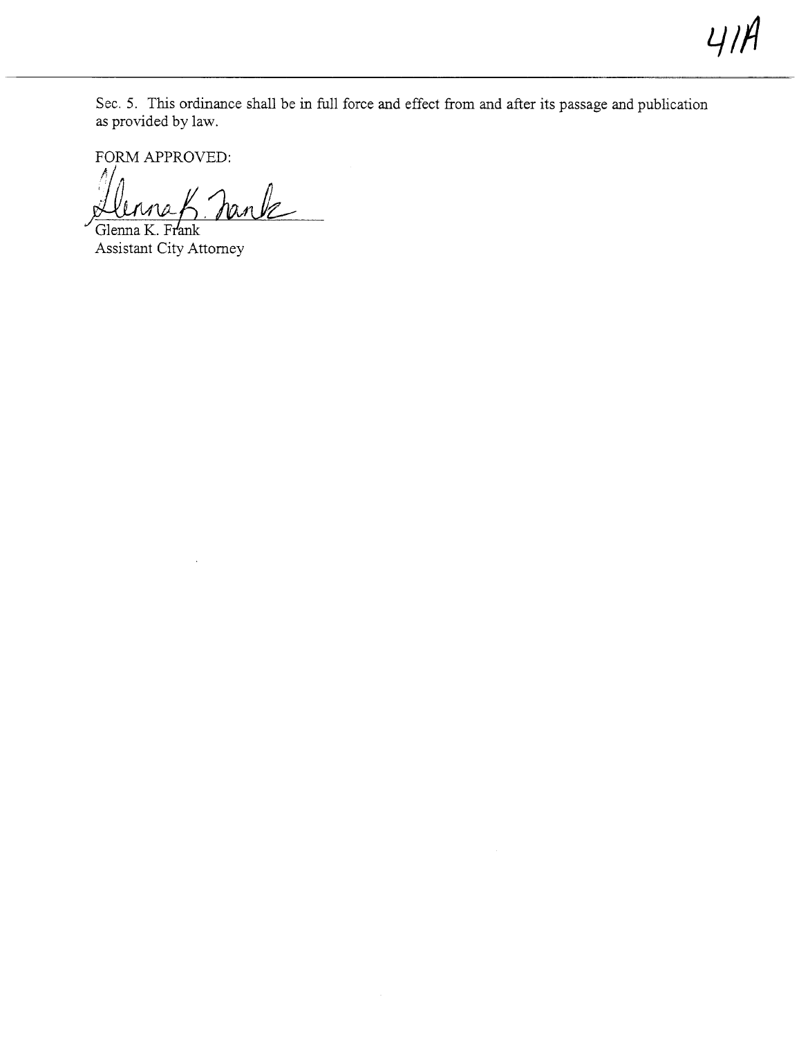Sec. 5. This ordinance shall be in full force and effect from and after its passage and publication as provided by law.

FORM APPROVED:

Glenna K. Frank
Assistant City Attorney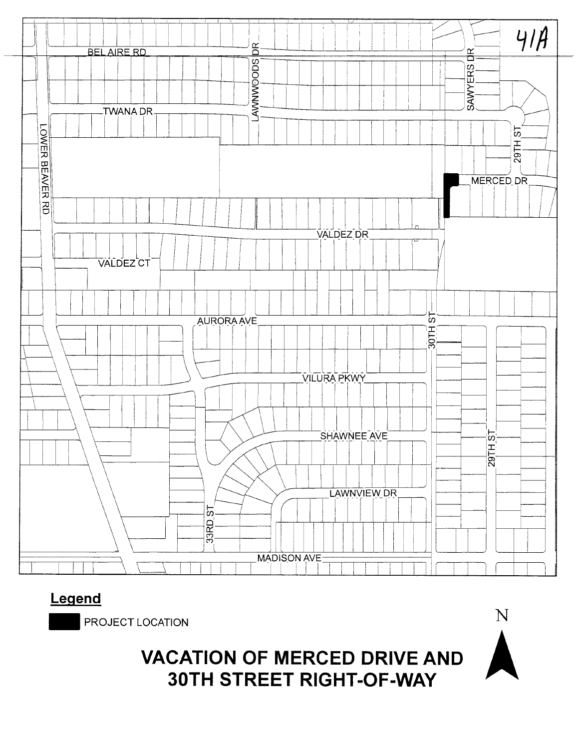41A

BEL AIRE RD

LAWNWOODS DR

SAWYERS DR

TWANA DR

29TH ST

LOWER BEAVER RD

MERCED DR

VALDEZ DR

VALDEZ CT

AURORA AVE

30TH ST

VILURA PKWY

SHAWNEE AVE

29TH ST

LAWNVIEW DR

33RD ST

MADISON AVE

**Legend**

PROJECT LOCATION

N

# VACATION OF MERCED DRIVE AND 30TH STREET RIGHT-OF-WAY